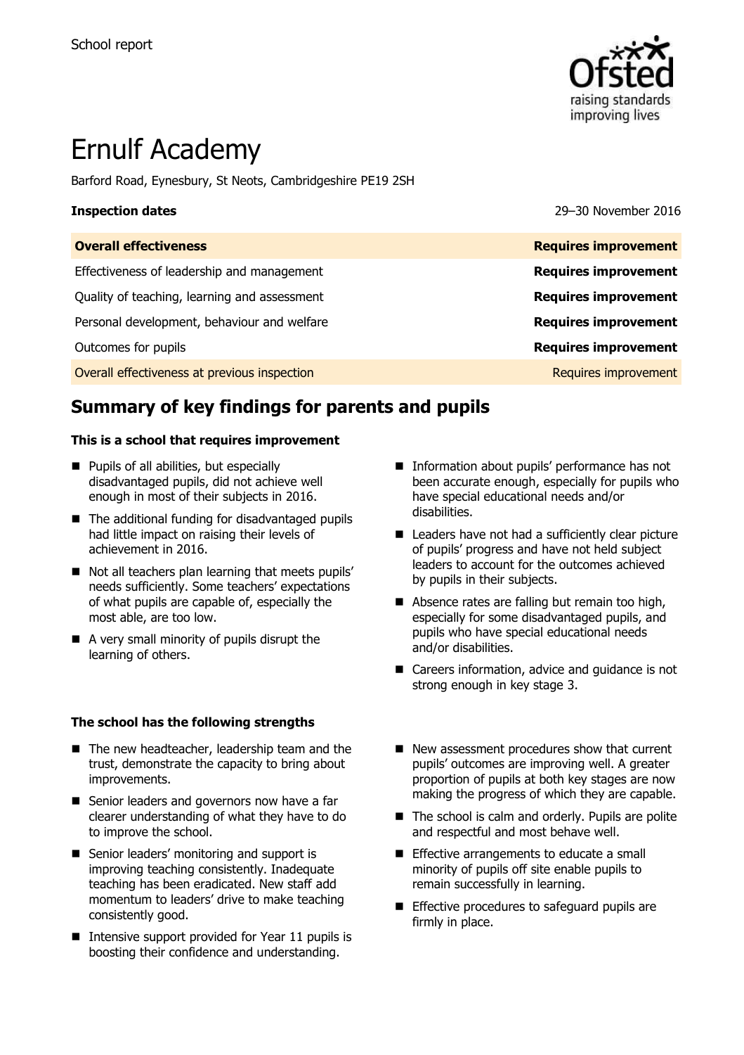School report

# Ernulf Academy

Barford Road, Eynesbury, St Neots, Cambridgeshire PE19 2SH

**Inspection dates** 29–30 November 2016

| **Overall effectiveness** | **Requires improvement** |
| --- | --- |
| Effectiveness of leadership and management | **Requires improvement** |
| Quality of teaching, learning and assessment | **Requires improvement** |
| Personal development, behaviour and welfare | **Requires improvement** |
| Outcomes for pupils | **Requires improvement** |
| Overall effectiveness at previous inspection | Requires improvement |

## Summary of key findings for parents and pupils

### This is a school that requires improvement

- Pupils of all abilities, but especially disadvantaged pupils, did not achieve well enough in most of their subjects in 2016.
- The additional funding for disadvantaged pupils had little impact on raising their levels of achievement in 2016.
- Not all teachers plan learning that meets pupils' needs sufficiently. Some teachers' expectations of what pupils are capable of, especially the most able, are too low.
- A very small minority of pupils disrupt the learning of others.
- Information about pupils' performance has not been accurate enough, especially for pupils who have special educational needs and/or disabilities.
- Leaders have not had a sufficiently clear picture of pupils' progress and have not held subject leaders to account for the outcomes achieved by pupils in their subjects.
- Absence rates are falling but remain too high, especially for some disadvantaged pupils, and pupils who have special educational needs and/or disabilities.
- Careers information, advice and guidance is not strong enough in key stage 3.

### The school has the following strengths

- The new headteacher, leadership team and the trust, demonstrate the capacity to bring about improvements.
- Senior leaders and governors now have a far clearer understanding of what they have to do to improve the school.
- Senior leaders' monitoring and support is improving teaching consistently. Inadequate teaching has been eradicated. New staff add momentum to leaders' drive to make teaching consistently good.
- Intensive support provided for Year 11 pupils is boosting their confidence and understanding.
- New assessment procedures show that current pupils' outcomes are improving well. A greater proportion of pupils at both key stages are now making the progress of which they are capable.
- The school is calm and orderly. Pupils are polite and respectful and most behave well.
- Effective arrangements to educate a small minority of pupils off site enable pupils to remain successfully in learning.
- Effective procedures to safeguard pupils are firmly in place.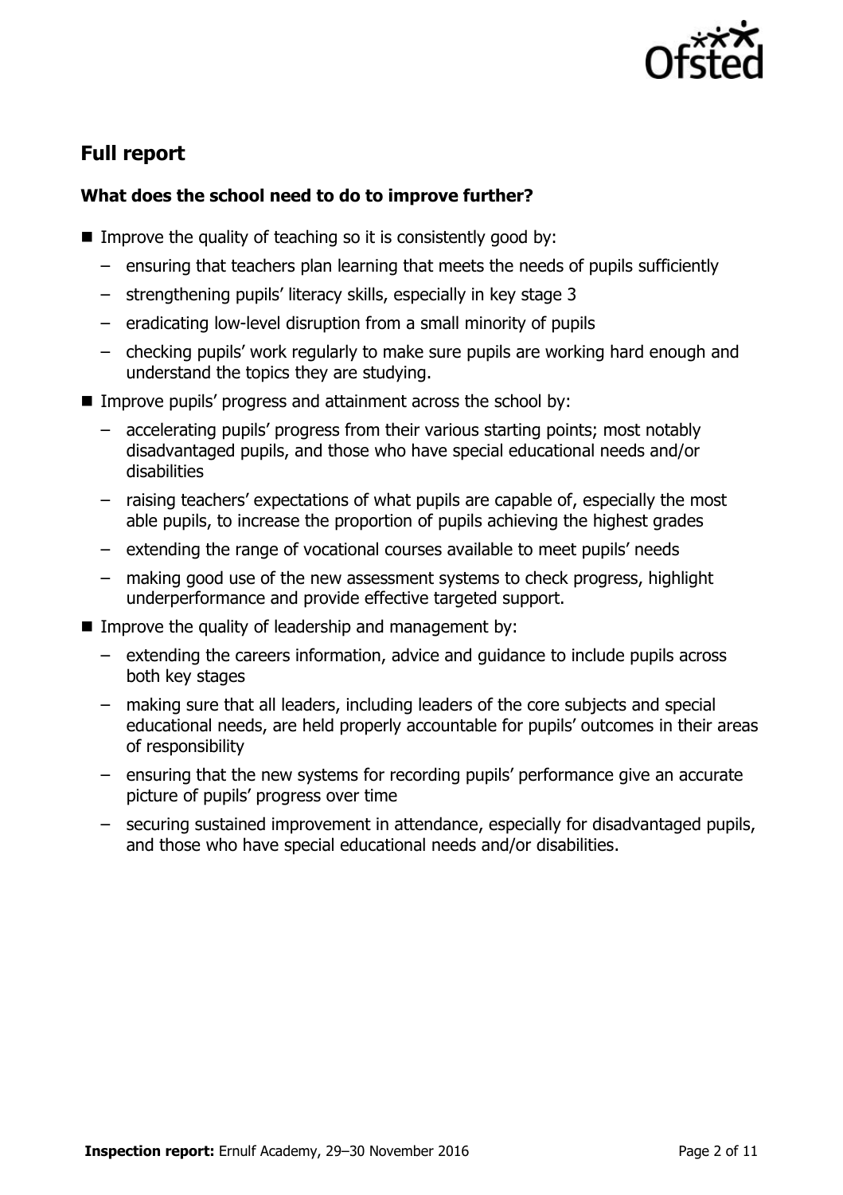## Full report

### What does the school need to do to improve further?

- Improve the quality of teaching so it is consistently good by:
  - ensuring that teachers plan learning that meets the needs of pupils sufficiently
  - strengthening pupils' literacy skills, especially in key stage 3
  - eradicating low-level disruption from a small minority of pupils
  - checking pupils' work regularly to make sure pupils are working hard enough and understand the topics they are studying.
- Improve pupils' progress and attainment across the school by:
  - accelerating pupils' progress from their various starting points; most notably disadvantaged pupils, and those who have special educational needs and/or disabilities
  - raising teachers' expectations of what pupils are capable of, especially the most able pupils, to increase the proportion of pupils achieving the highest grades
  - extending the range of vocational courses available to meet pupils' needs
  - making good use of the new assessment systems to check progress, highlight underperformance and provide effective targeted support.
- Improve the quality of leadership and management by:
  - extending the careers information, advice and guidance to include pupils across both key stages
  - making sure that all leaders, including leaders of the core subjects and special educational needs, are held properly accountable for pupils' outcomes in their areas of responsibility
  - ensuring that the new systems for recording pupils' performance give an accurate picture of pupils' progress over time
  - securing sustained improvement in attendance, especially for disadvantaged pupils, and those who have special educational needs and/or disabilities.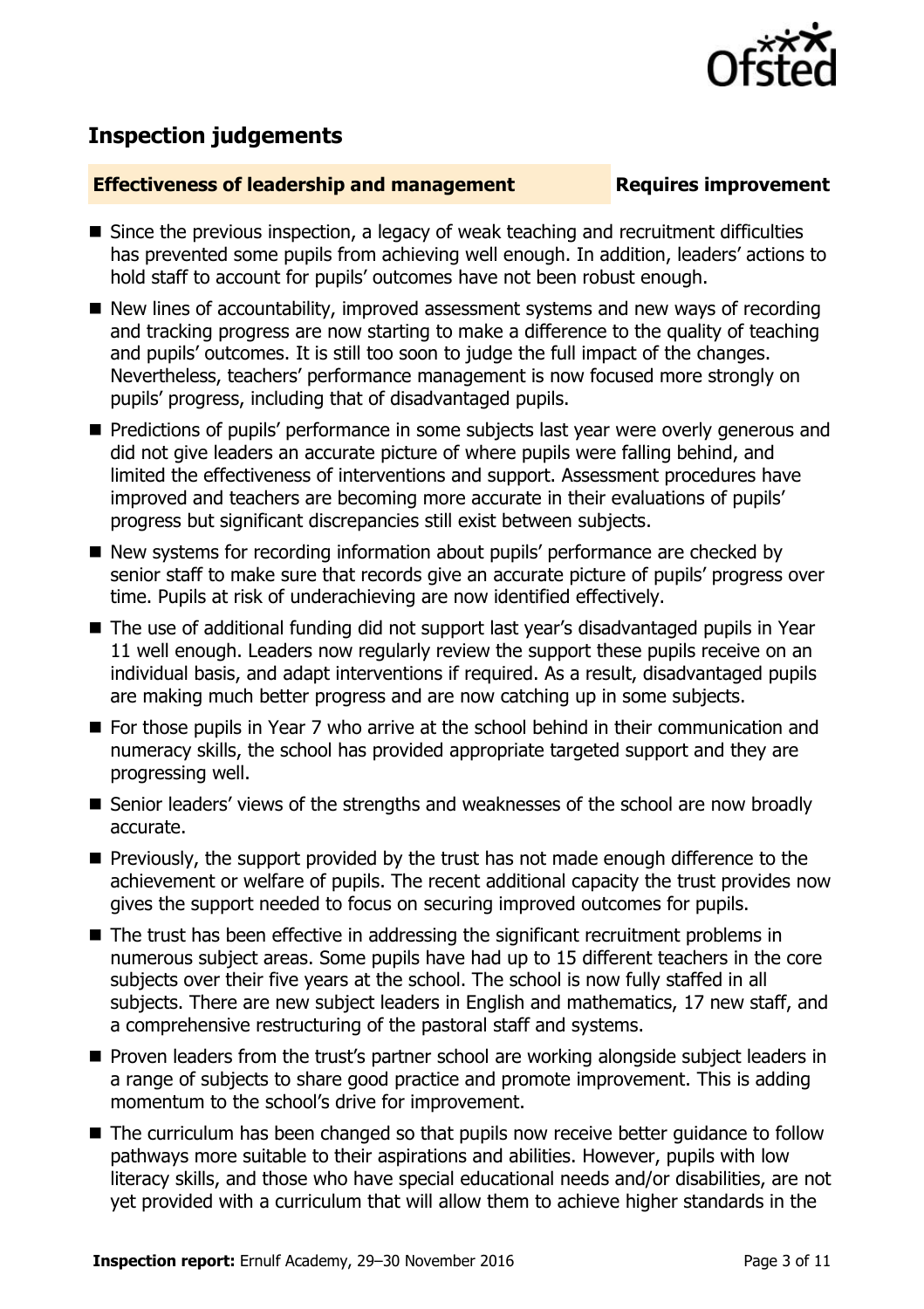## Inspection judgements

**Effectiveness of leadership and management** **Requires improvement**

- Since the previous inspection, a legacy of weak teaching and recruitment difficulties has prevented some pupils from achieving well enough. In addition, leaders' actions to hold staff to account for pupils' outcomes have not been robust enough.
- New lines of accountability, improved assessment systems and new ways of recording and tracking progress are now starting to make a difference to the quality of teaching and pupils' outcomes. It is still too soon to judge the full impact of the changes. Nevertheless, teachers' performance management is now focused more strongly on pupils' progress, including that of disadvantaged pupils.
- Predictions of pupils' performance in some subjects last year were overly generous and did not give leaders an accurate picture of where pupils were falling behind, and limited the effectiveness of interventions and support. Assessment procedures have improved and teachers are becoming more accurate in their evaluations of pupils' progress but significant discrepancies still exist between subjects.
- New systems for recording information about pupils' performance are checked by senior staff to make sure that records give an accurate picture of pupils' progress over time. Pupils at risk of underachieving are now identified effectively.
- The use of additional funding did not support last year's disadvantaged pupils in Year 11 well enough. Leaders now regularly review the support these pupils receive on an individual basis, and adapt interventions if required. As a result, disadvantaged pupils are making much better progress and are now catching up in some subjects.
- For those pupils in Year 7 who arrive at the school behind in their communication and numeracy skills, the school has provided appropriate targeted support and they are progressing well.
- Senior leaders' views of the strengths and weaknesses of the school are now broadly accurate.
- Previously, the support provided by the trust has not made enough difference to the achievement or welfare of pupils. The recent additional capacity the trust provides now gives the support needed to focus on securing improved outcomes for pupils.
- The trust has been effective in addressing the significant recruitment problems in numerous subject areas. Some pupils have had up to 15 different teachers in the core subjects over their five years at the school. The school is now fully staffed in all subjects. There are new subject leaders in English and mathematics, 17 new staff, and a comprehensive restructuring of the pastoral staff and systems.
- Proven leaders from the trust's partner school are working alongside subject leaders in a range of subjects to share good practice and promote improvement. This is adding momentum to the school's drive for improvement.
- The curriculum has been changed so that pupils now receive better guidance to follow pathways more suitable to their aspirations and abilities. However, pupils with low literacy skills, and those who have special educational needs and/or disabilities, are not yet provided with a curriculum that will allow them to achieve higher standards in the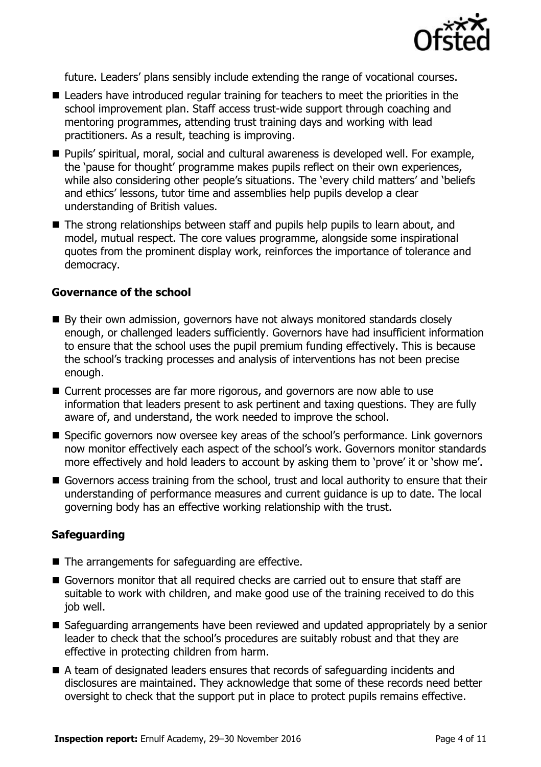future. Leaders' plans sensibly include extending the range of vocational courses.

- Leaders have introduced regular training for teachers to meet the priorities in the school improvement plan. Staff access trust-wide support through coaching and mentoring programmes, attending trust training days and working with lead practitioners. As a result, teaching is improving.
- Pupils' spiritual, moral, social and cultural awareness is developed well. For example, the 'pause for thought' programme makes pupils reflect on their own experiences, while also considering other people's situations. The 'every child matters' and 'beliefs and ethics' lessons, tutor time and assemblies help pupils develop a clear understanding of British values.
- The strong relationships between staff and pupils help pupils to learn about, and model, mutual respect. The core values programme, alongside some inspirational quotes from the prominent display work, reinforces the importance of tolerance and democracy.

### Governance of the school

- By their own admission, governors have not always monitored standards closely enough, or challenged leaders sufficiently. Governors have had insufficient information to ensure that the school uses the pupil premium funding effectively. This is because the school's tracking processes and analysis of interventions has not been precise enough.
- Current processes are far more rigorous, and governors are now able to use information that leaders present to ask pertinent and taxing questions. They are fully aware of, and understand, the work needed to improve the school.
- Specific governors now oversee key areas of the school's performance. Link governors now monitor effectively each aspect of the school's work. Governors monitor standards more effectively and hold leaders to account by asking them to 'prove' it or 'show me'.
- Governors access training from the school, trust and local authority to ensure that their understanding of performance measures and current guidance is up to date. The local governing body has an effective working relationship with the trust.

### Safeguarding

- The arrangements for safeguarding are effective.
- Governors monitor that all required checks are carried out to ensure that staff are suitable to work with children, and make good use of the training received to do this job well.
- Safeguarding arrangements have been reviewed and updated appropriately by a senior leader to check that the school's procedures are suitably robust and that they are effective in protecting children from harm.
- A team of designated leaders ensures that records of safeguarding incidents and disclosures are maintained. They acknowledge that some of these records need better oversight to check that the support put in place to protect pupils remains effective.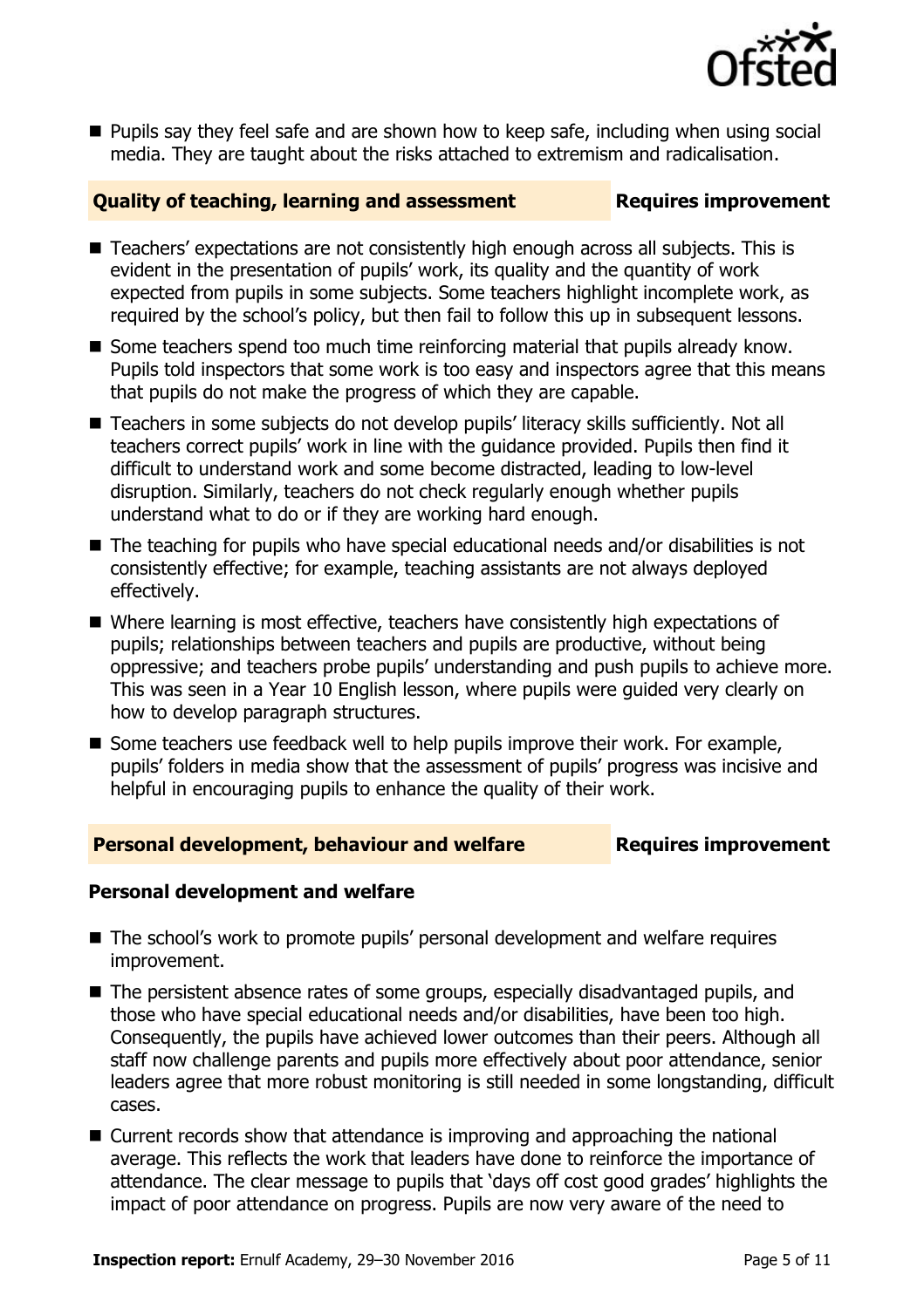- Pupils say they feel safe and are shown how to keep safe, including when using social media. They are taught about the risks attached to extremism and radicalisation.

## Quality of teaching, learning and assessment — Requires improvement

- Teachers' expectations are not consistently high enough across all subjects. This is evident in the presentation of pupils' work, its quality and the quantity of work expected from pupils in some subjects. Some teachers highlight incomplete work, as required by the school's policy, but then fail to follow this up in subsequent lessons.
- Some teachers spend too much time reinforcing material that pupils already know. Pupils told inspectors that some work is too easy and inspectors agree that this means that pupils do not make the progress of which they are capable.
- Teachers in some subjects do not develop pupils' literacy skills sufficiently. Not all teachers correct pupils' work in line with the guidance provided. Pupils then find it difficult to understand work and some become distracted, leading to low-level disruption. Similarly, teachers do not check regularly enough whether pupils understand what to do or if they are working hard enough.
- The teaching for pupils who have special educational needs and/or disabilities is not consistently effective; for example, teaching assistants are not always deployed effectively.
- Where learning is most effective, teachers have consistently high expectations of pupils; relationships between teachers and pupils are productive, without being oppressive; and teachers probe pupils' understanding and push pupils to achieve more. This was seen in a Year 10 English lesson, where pupils were guided very clearly on how to develop paragraph structures.
- Some teachers use feedback well to help pupils improve their work. For example, pupils' folders in media show that the assessment of pupils' progress was incisive and helpful in encouraging pupils to enhance the quality of their work.

## Personal development, behaviour and welfare — Requires improvement

### Personal development and welfare

- The school's work to promote pupils' personal development and welfare requires improvement.
- The persistent absence rates of some groups, especially disadvantaged pupils, and those who have special educational needs and/or disabilities, have been too high. Consequently, the pupils have achieved lower outcomes than their peers. Although all staff now challenge parents and pupils more effectively about poor attendance, senior leaders agree that more robust monitoring is still needed in some longstanding, difficult cases.
- Current records show that attendance is improving and approaching the national average. This reflects the work that leaders have done to reinforce the importance of attendance. The clear message to pupils that 'days off cost good grades' highlights the impact of poor attendance on progress. Pupils are now very aware of the need to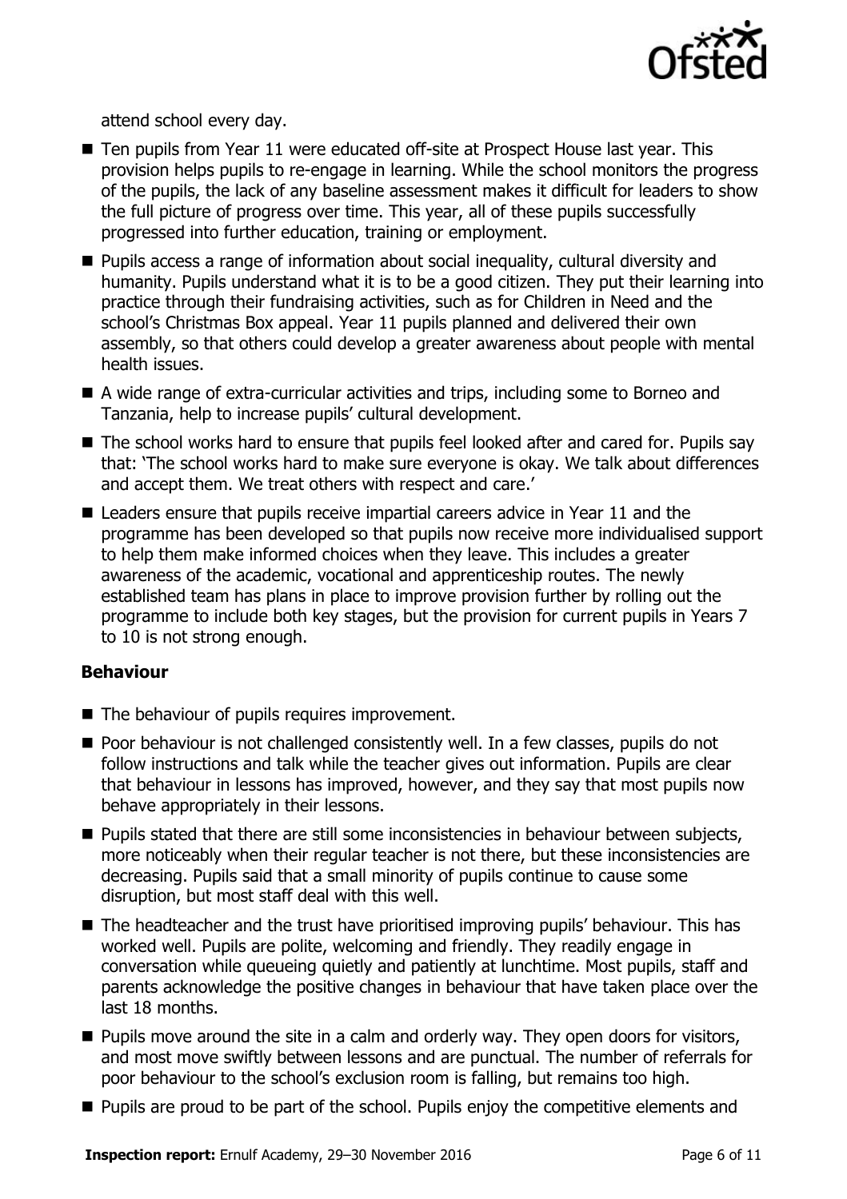attend school every day.

- Ten pupils from Year 11 were educated off-site at Prospect House last year. This provision helps pupils to re-engage in learning. While the school monitors the progress of the pupils, the lack of any baseline assessment makes it difficult for leaders to show the full picture of progress over time. This year, all of these pupils successfully progressed into further education, training or employment.
- Pupils access a range of information about social inequality, cultural diversity and humanity. Pupils understand what it is to be a good citizen. They put their learning into practice through their fundraising activities, such as for Children in Need and the school's Christmas Box appeal. Year 11 pupils planned and delivered their own assembly, so that others could develop a greater awareness about people with mental health issues.
- A wide range of extra-curricular activities and trips, including some to Borneo and Tanzania, help to increase pupils' cultural development.
- The school works hard to ensure that pupils feel looked after and cared for. Pupils say that: 'The school works hard to make sure everyone is okay. We talk about differences and accept them. We treat others with respect and care.'
- Leaders ensure that pupils receive impartial careers advice in Year 11 and the programme has been developed so that pupils now receive more individualised support to help them make informed choices when they leave. This includes a greater awareness of the academic, vocational and apprenticeship routes. The newly established team has plans in place to improve provision further by rolling out the programme to include both key stages, but the provision for current pupils in Years 7 to 10 is not strong enough.

### Behaviour

- The behaviour of pupils requires improvement.
- Poor behaviour is not challenged consistently well. In a few classes, pupils do not follow instructions and talk while the teacher gives out information. Pupils are clear that behaviour in lessons has improved, however, and they say that most pupils now behave appropriately in their lessons.
- Pupils stated that there are still some inconsistencies in behaviour between subjects, more noticeably when their regular teacher is not there, but these inconsistencies are decreasing. Pupils said that a small minority of pupils continue to cause some disruption, but most staff deal with this well.
- The headteacher and the trust have prioritised improving pupils' behaviour. This has worked well. Pupils are polite, welcoming and friendly. They readily engage in conversation while queueing quietly and patiently at lunchtime. Most pupils, staff and parents acknowledge the positive changes in behaviour that have taken place over the last 18 months.
- Pupils move around the site in a calm and orderly way. They open doors for visitors, and most move swiftly between lessons and are punctual. The number of referrals for poor behaviour to the school's exclusion room is falling, but remains too high.
- Pupils are proud to be part of the school. Pupils enjoy the competitive elements and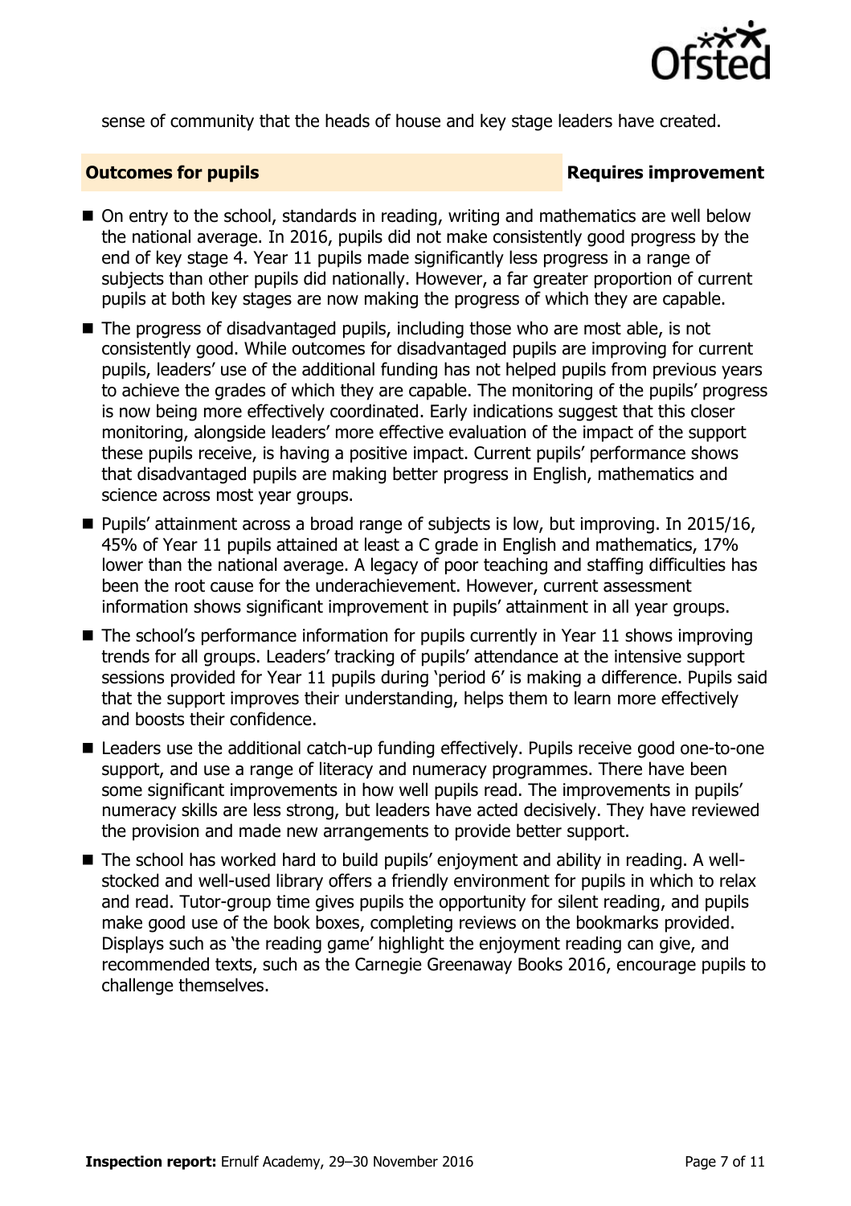sense of community that the heads of house and key stage leaders have created.

## Outcomes for pupils — Requires improvement

- On entry to the school, standards in reading, writing and mathematics are well below the national average. In 2016, pupils did not make consistently good progress by the end of key stage 4. Year 11 pupils made significantly less progress in a range of subjects than other pupils did nationally. However, a far greater proportion of current pupils at both key stages are now making the progress of which they are capable.
- The progress of disadvantaged pupils, including those who are most able, is not consistently good. While outcomes for disadvantaged pupils are improving for current pupils, leaders' use of the additional funding has not helped pupils from previous years to achieve the grades of which they are capable. The monitoring of the pupils' progress is now being more effectively coordinated. Early indications suggest that this closer monitoring, alongside leaders' more effective evaluation of the impact of the support these pupils receive, is having a positive impact. Current pupils' performance shows that disadvantaged pupils are making better progress in English, mathematics and science across most year groups.
- Pupils' attainment across a broad range of subjects is low, but improving. In 2015/16, 45% of Year 11 pupils attained at least a C grade in English and mathematics, 17% lower than the national average. A legacy of poor teaching and staffing difficulties has been the root cause for the underachievement. However, current assessment information shows significant improvement in pupils' attainment in all year groups.
- The school's performance information for pupils currently in Year 11 shows improving trends for all groups. Leaders' tracking of pupils' attendance at the intensive support sessions provided for Year 11 pupils during 'period 6' is making a difference. Pupils said that the support improves their understanding, helps them to learn more effectively and boosts their confidence.
- Leaders use the additional catch-up funding effectively. Pupils receive good one-to-one support, and use a range of literacy and numeracy programmes. There have been some significant improvements in how well pupils read. The improvements in pupils' numeracy skills are less strong, but leaders have acted decisively. They have reviewed the provision and made new arrangements to provide better support.
- The school has worked hard to build pupils' enjoyment and ability in reading. A well-stocked and well-used library offers a friendly environment for pupils in which to relax and read. Tutor-group time gives pupils the opportunity for silent reading, and pupils make good use of the book boxes, completing reviews on the bookmarks provided. Displays such as 'the reading game' highlight the enjoyment reading can give, and recommended texts, such as the Carnegie Greenaway Books 2016, encourage pupils to challenge themselves.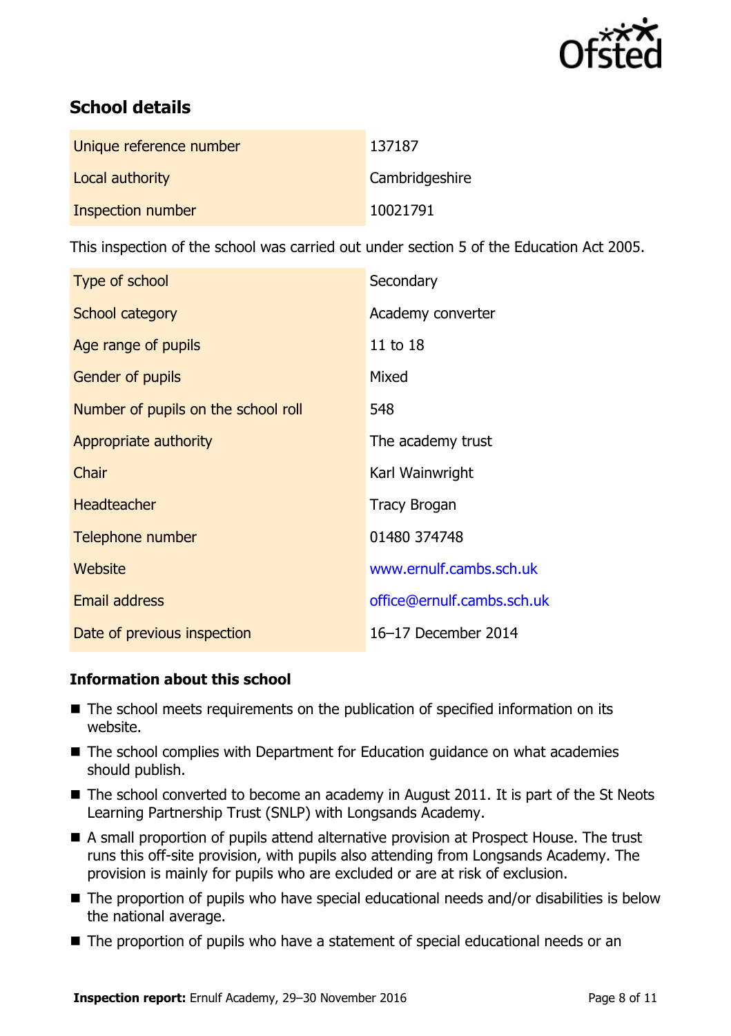## School details

| | |
|---|---|
| Unique reference number | 137187 |
| Local authority | Cambridgeshire |
| Inspection number | 10021791 |

This inspection of the school was carried out under section 5 of the Education Act 2005.

| | |
|---|---|
| Type of school | Secondary |
| School category | Academy converter |
| Age range of pupils | 11 to 18 |
| Gender of pupils | Mixed |
| Number of pupils on the school roll | 548 |
| Appropriate authority | The academy trust |
| Chair | Karl Wainwright |
| Headteacher | Tracy Brogan |
| Telephone number | 01480 374748 |
| Website | www.ernulf.cambs.sch.uk |
| Email address | office@ernulf.cambs.sch.uk |
| Date of previous inspection | 16–17 December 2014 |

### Information about this school

- The school meets requirements on the publication of specified information on its website.
- The school complies with Department for Education guidance on what academies should publish.
- The school converted to become an academy in August 2011. It is part of the St Neots Learning Partnership Trust (SNLP) with Longsands Academy.
- A small proportion of pupils attend alternative provision at Prospect House. The trust runs this off-site provision, with pupils also attending from Longsands Academy. The provision is mainly for pupils who are excluded or are at risk of exclusion.
- The proportion of pupils who have special educational needs and/or disabilities is below the national average.
- The proportion of pupils who have a statement of special educational needs or an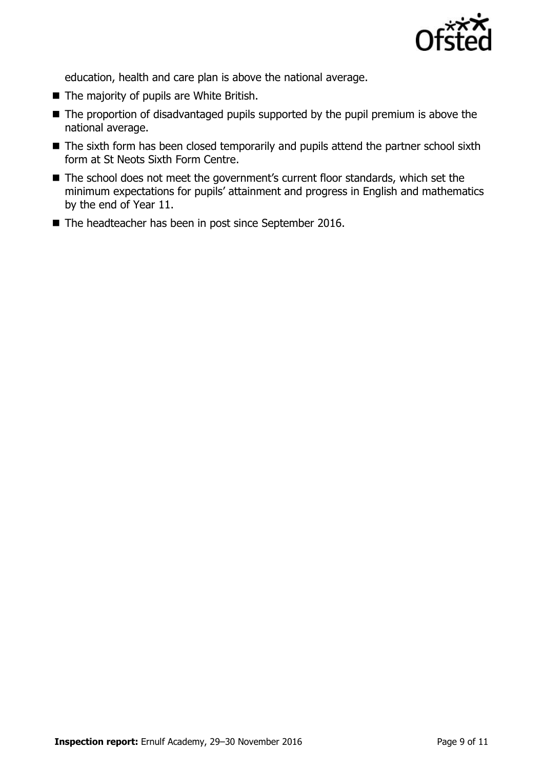education, health and care plan is above the national average.

- The majority of pupils are White British.
- The proportion of disadvantaged pupils supported by the pupil premium is above the national average.
- The sixth form has been closed temporarily and pupils attend the partner school sixth form at St Neots Sixth Form Centre.
- The school does not meet the government's current floor standards, which set the minimum expectations for pupils' attainment and progress in English and mathematics by the end of Year 11.
- The headteacher has been in post since September 2016.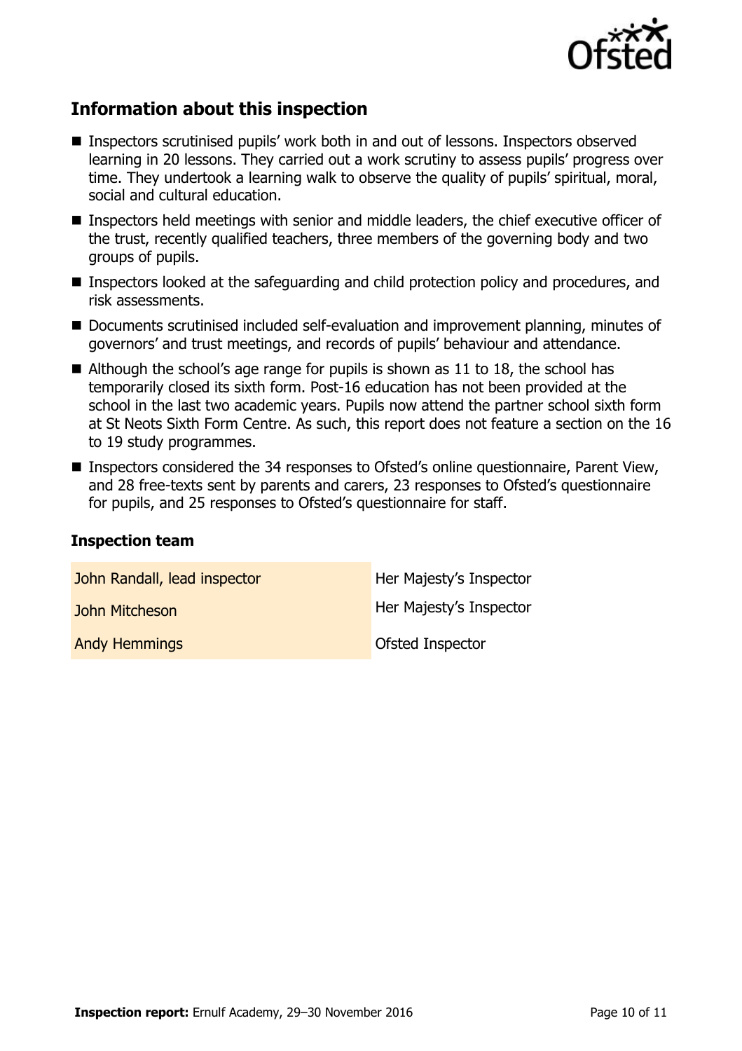## Information about this inspection

- Inspectors scrutinised pupils' work both in and out of lessons. Inspectors observed learning in 20 lessons. They carried out a work scrutiny to assess pupils' progress over time. They undertook a learning walk to observe the quality of pupils' spiritual, moral, social and cultural education.
- Inspectors held meetings with senior and middle leaders, the chief executive officer of the trust, recently qualified teachers, three members of the governing body and two groups of pupils.
- Inspectors looked at the safeguarding and child protection policy and procedures, and risk assessments.
- Documents scrutinised included self-evaluation and improvement planning, minutes of governors' and trust meetings, and records of pupils' behaviour and attendance.
- Although the school's age range for pupils is shown as 11 to 18, the school has temporarily closed its sixth form. Post-16 education has not been provided at the school in the last two academic years. Pupils now attend the partner school sixth form at St Neots Sixth Form Centre. As such, this report does not feature a section on the 16 to 19 study programmes.
- Inspectors considered the 34 responses to Ofsted's online questionnaire, Parent View, and 28 free-texts sent by parents and carers, 23 responses to Ofsted's questionnaire for pupils, and 25 responses to Ofsted's questionnaire for staff.

### Inspection team

| | |
|---|---|
| John Randall, lead inspector | Her Majesty's Inspector |
| John Mitcheson | Her Majesty's Inspector |
| Andy Hemmings | Ofsted Inspector |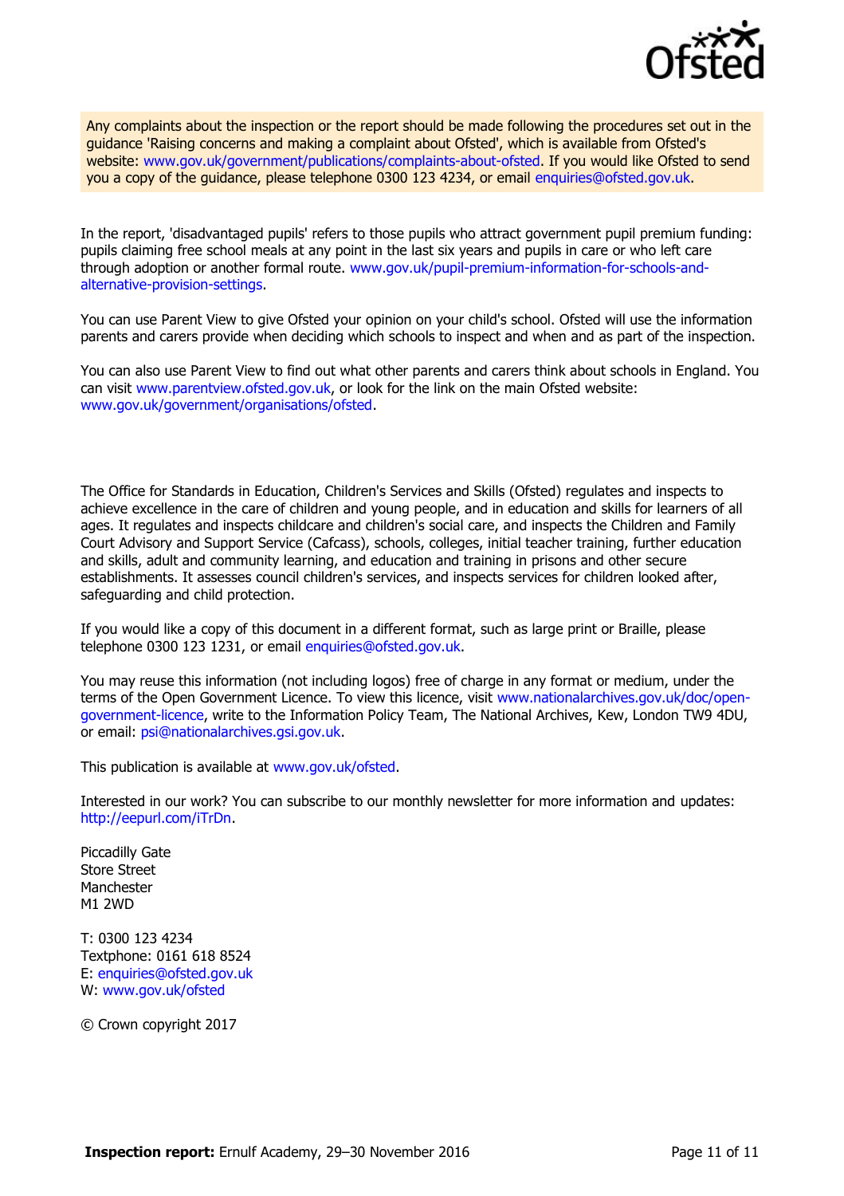Any complaints about the inspection or the report should be made following the procedures set out in the guidance 'Raising concerns and making a complaint about Ofsted', which is available from Ofsted's website: www.gov.uk/government/publications/complaints-about-ofsted. If you would like Ofsted to send you a copy of the guidance, please telephone 0300 123 4234, or email enquiries@ofsted.gov.uk.

In the report, 'disadvantaged pupils' refers to those pupils who attract government pupil premium funding: pupils claiming free school meals at any point in the last six years and pupils in care or who left care through adoption or another formal route. www.gov.uk/pupil-premium-information-for-schools-and-alternative-provision-settings.

You can use Parent View to give Ofsted your opinion on your child's school. Ofsted will use the information parents and carers provide when deciding which schools to inspect and when and as part of the inspection.

You can also use Parent View to find out what other parents and carers think about schools in England. You can visit www.parentview.ofsted.gov.uk, or look for the link on the main Ofsted website: www.gov.uk/government/organisations/ofsted.

The Office for Standards in Education, Children's Services and Skills (Ofsted) regulates and inspects to achieve excellence in the care of children and young people, and in education and skills for learners of all ages. It regulates and inspects childcare and children's social care, and inspects the Children and Family Court Advisory and Support Service (Cafcass), schools, colleges, initial teacher training, further education and skills, adult and community learning, and education and training in prisons and other secure establishments. It assesses council children's services, and inspects services for children looked after, safeguarding and child protection.

If you would like a copy of this document in a different format, such as large print or Braille, please telephone 0300 123 1231, or email enquiries@ofsted.gov.uk.

You may reuse this information (not including logos) free of charge in any format or medium, under the terms of the Open Government Licence. To view this licence, visit www.nationalarchives.gov.uk/doc/open-government-licence, write to the Information Policy Team, The National Archives, Kew, London TW9 4DU, or email: psi@nationalarchives.gsi.gov.uk.

This publication is available at www.gov.uk/ofsted.

Interested in our work? You can subscribe to our monthly newsletter for more information and updates: http://eepurl.com/iTrDn.

Piccadilly Gate
Store Street
Manchester
M1 2WD

T: 0300 123 4234
Textphone: 0161 618 8524
E: enquiries@ofsted.gov.uk
W: www.gov.uk/ofsted

© Crown copyright 2017